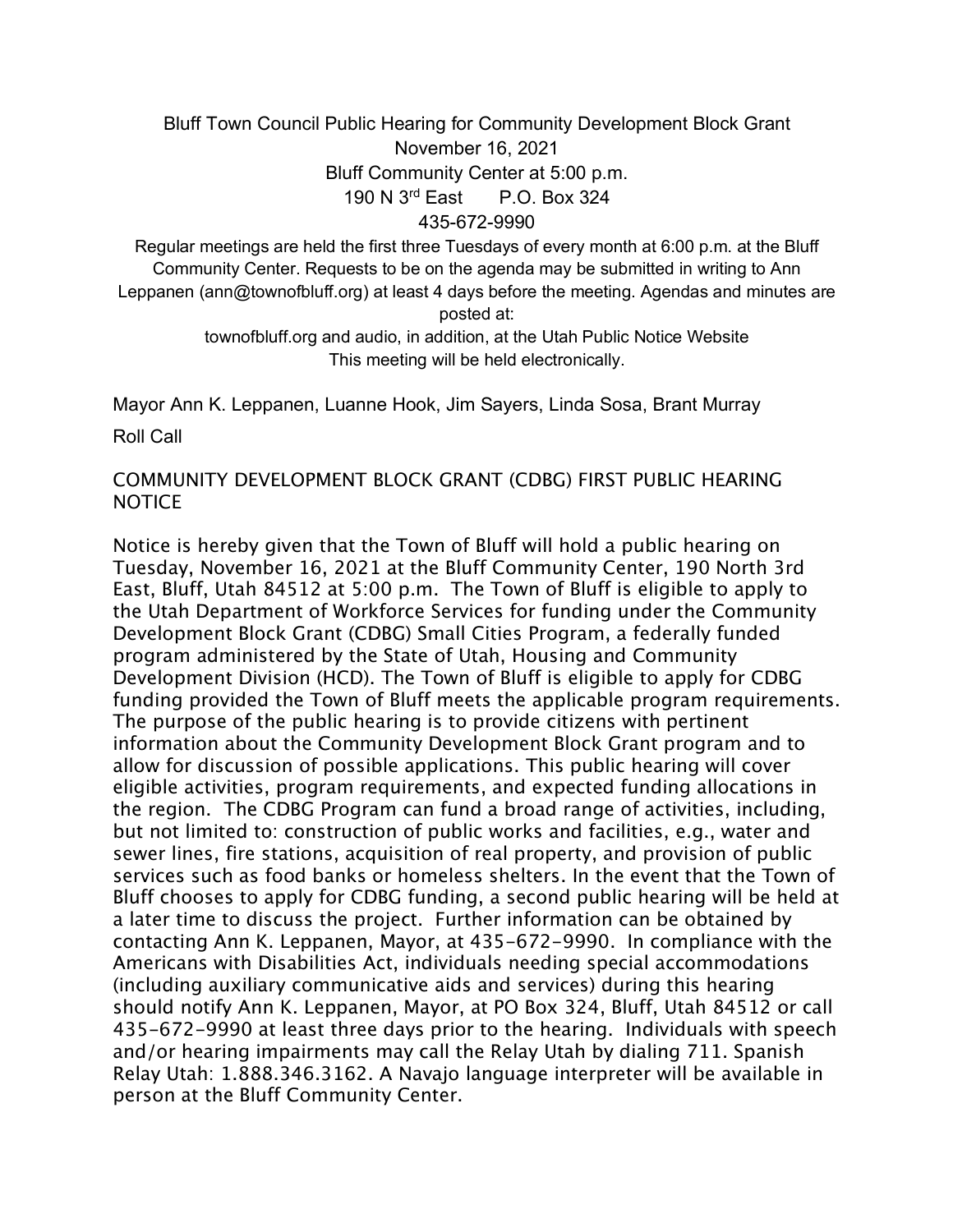Bluff Town Council Public Hearing for Community Development Block Grant
November 16, 2021
Bluff Community Center at 5:00 p.m.
190 N 3rd East      P.O. Box 324
435-672-9990

Regular meetings are held the first three Tuesdays of every month at 6:00 p.m. at the Bluff Community Center. Requests to be on the agenda may be submitted in writing to Ann Leppanen (ann@townofbluff.org) at least 4 days before the meeting. Agendas and minutes are posted at:
townofbluff.org and audio, in addition, at the Utah Public Notice Website
This meeting will be held electronically.

Mayor Ann K. Leppanen, Luanne Hook, Jim Sayers, Linda Sosa, Brant Murray

Roll Call

COMMUNITY DEVELOPMENT BLOCK GRANT (CDBG) FIRST PUBLIC HEARING NOTICE

Notice is hereby given that the Town of Bluff will hold a public hearing on Tuesday, November 16, 2021 at the Bluff Community Center, 190 North 3rd East, Bluff, Utah 84512 at 5:00 p.m. The Town of Bluff is eligible to apply to the Utah Department of Workforce Services for funding under the Community Development Block Grant (CDBG) Small Cities Program, a federally funded program administered by the State of Utah, Housing and Community Development Division (HCD). The Town of Bluff is eligible to apply for CDBG funding provided the Town of Bluff meets the applicable program requirements. The purpose of the public hearing is to provide citizens with pertinent information about the Community Development Block Grant program and to allow for discussion of possible applications. This public hearing will cover eligible activities, program requirements, and expected funding allocations in the region. The CDBG Program can fund a broad range of activities, including, but not limited to: construction of public works and facilities, e.g., water and sewer lines, fire stations, acquisition of real property, and provision of public services such as food banks or homeless shelters. In the event that the Town of Bluff chooses to apply for CDBG funding, a second public hearing will be held at a later time to discuss the project. Further information can be obtained by contacting Ann K. Leppanen, Mayor, at 435-672-9990. In compliance with the Americans with Disabilities Act, individuals needing special accommodations (including auxiliary communicative aids and services) during this hearing should notify Ann K. Leppanen, Mayor, at PO Box 324, Bluff, Utah 84512 or call 435-672-9990 at least three days prior to the hearing. Individuals with speech and/or hearing impairments may call the Relay Utah by dialing 711. Spanish Relay Utah: 1.888.346.3162. A Navajo language interpreter will be available in person at the Bluff Community Center.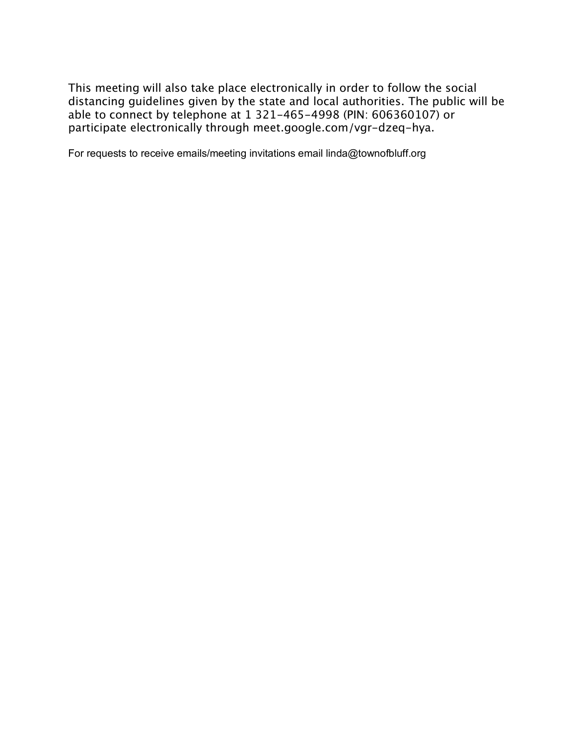This meeting will also take place electronically in order to follow the social distancing guidelines given by the state and local authorities. The public will be able to connect by telephone at 1 321-465-4998 (PIN: 606360107) or participate electronically through meet.google.com/vgr-dzeq-hya.

For requests to receive emails/meeting invitations email linda@townofbluff.org